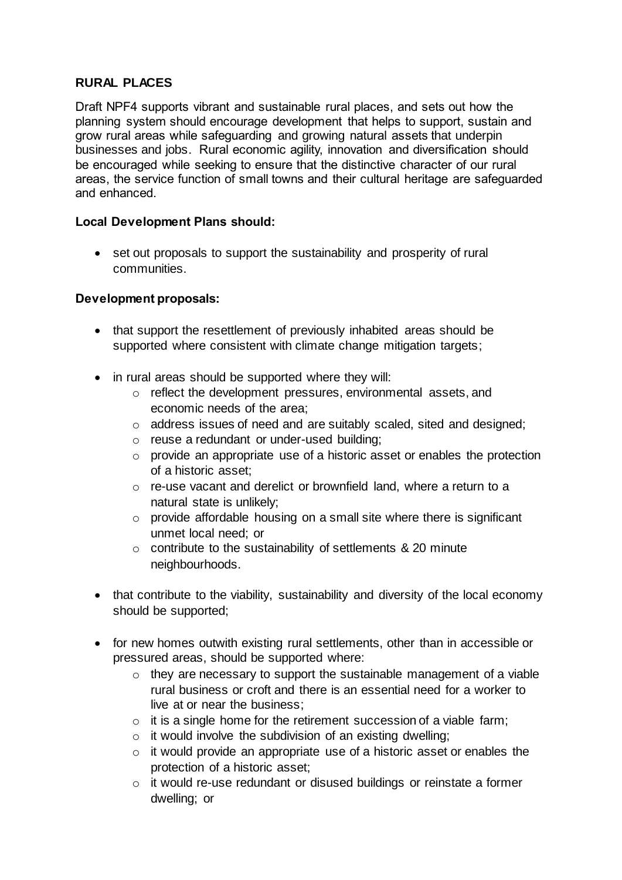**RURAL PLACES**

Draft NPF4 supports vibrant and sustainable rural places, and sets out how the planning system should encourage development that helps to support, sustain and grow rural areas while safeguarding and growing natural assets that underpin businesses and jobs. Rural economic agility, innovation and diversification should be encouraged while seeking to ensure that the distinctive character of our rural areas, the service function of small towns and their cultural heritage are safeguarded and enhanced.

**Local Development Plans should:**

- set out proposals to support the sustainability and prosperity of rural communities.

**Development proposals:**

- that support the resettlement of previously inhabited areas should be supported where consistent with climate change mitigation targets;

- in rural areas should be supported where they will:
  - reflect the development pressures, environmental assets, and economic needs of the area;
  - address issues of need and are suitably scaled, sited and designed;
  - reuse a redundant or under-used building;
  - provide an appropriate use of a historic asset or enables the protection of a historic asset;
  - re-use vacant and derelict or brownfield land, where a return to a natural state is unlikely;
  - provide affordable housing on a small site where there is significant unmet local need; or
  - contribute to the sustainability of settlements & 20 minute neighbourhoods.

- that contribute to the viability, sustainability and diversity of the local economy should be supported;

- for new homes outwith existing rural settlements, other than in accessible or pressured areas, should be supported where:
  - they are necessary to support the sustainable management of a viable rural business or croft and there is an essential need for a worker to live at or near the business;
  - it is a single home for the retirement succession of a viable farm;
  - it would involve the subdivision of an existing dwelling;
  - it would provide an appropriate use of a historic asset or enables the protection of a historic asset;
  - it would re-use redundant or disused buildings or reinstate a former dwelling; or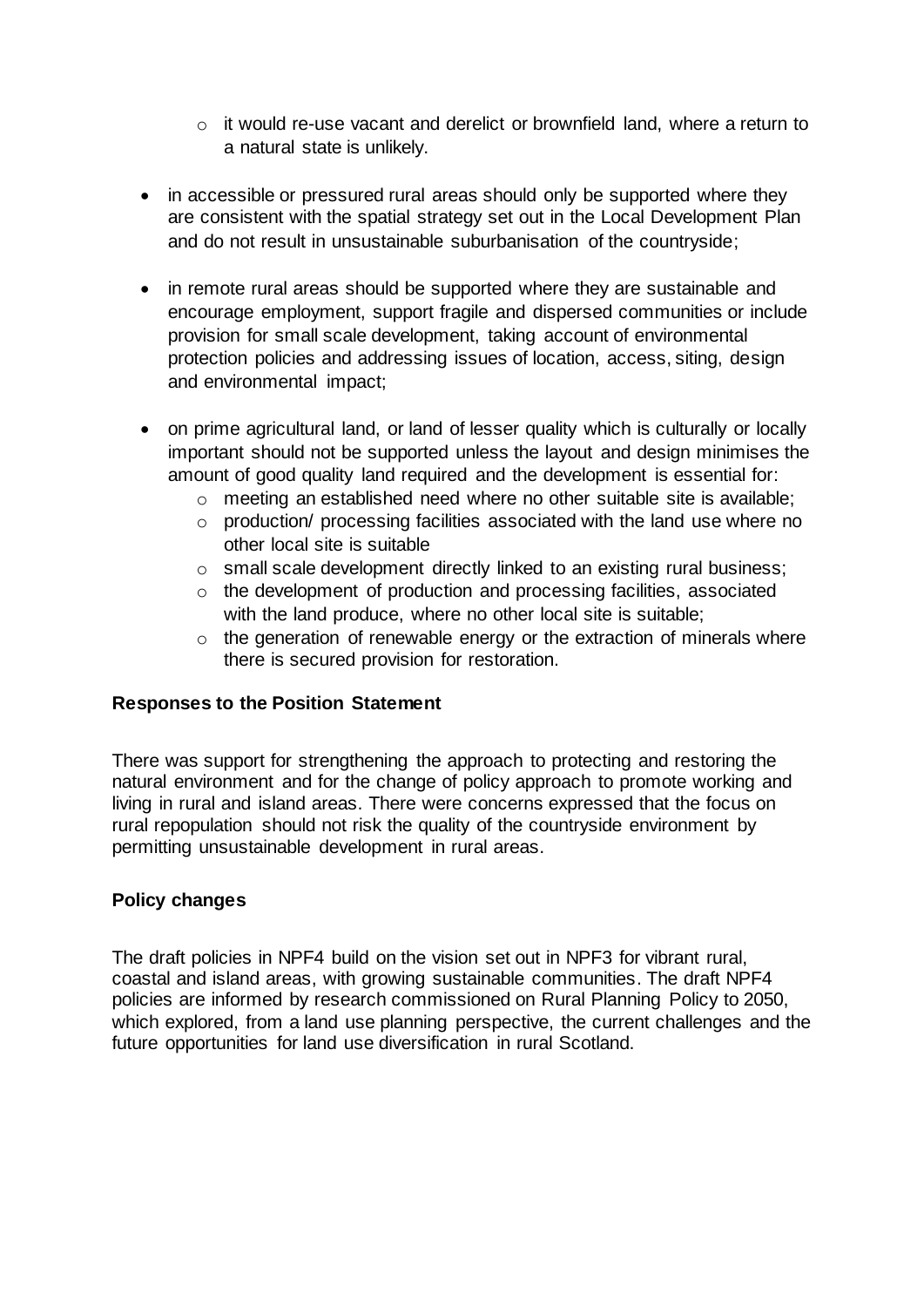- it would re-use vacant and derelict or brownfield land, where a return to a natural state is unlikely.

- in accessible or pressured rural areas should only be supported where they are consistent with the spatial strategy set out in the Local Development Plan and do not result in unsustainable suburbanisation of the countryside;

- in remote rural areas should be supported where they are sustainable and encourage employment, support fragile and dispersed communities or include provision for small scale development, taking account of environmental protection policies and addressing issues of location, access, siting, design and environmental impact;

- on prime agricultural land, or land of lesser quality which is culturally or locally important should not be supported unless the layout and design minimises the amount of good quality land required and the development is essential for:
  - meeting an established need where no other suitable site is available;
  - production/ processing facilities associated with the land use where no other local site is suitable
  - small scale development directly linked to an existing rural business;
  - the development of production and processing facilities, associated with the land produce, where no other local site is suitable;
  - the generation of renewable energy or the extraction of minerals where there is secured provision for restoration.

**Responses to the Position Statement**

There was support for strengthening the approach to protecting and restoring the natural environment and for the change of policy approach to promote working and living in rural and island areas. There were concerns expressed that the focus on rural repopulation should not risk the quality of the countryside environment by permitting unsustainable development in rural areas.

**Policy changes**

The draft policies in NPF4 build on the vision set out in NPF3 for vibrant rural, coastal and island areas, with growing sustainable communities. The draft NPF4 policies are informed by research commissioned on Rural Planning Policy to 2050, which explored, from a land use planning perspective, the current challenges and the future opportunities for land use diversification in rural Scotland.